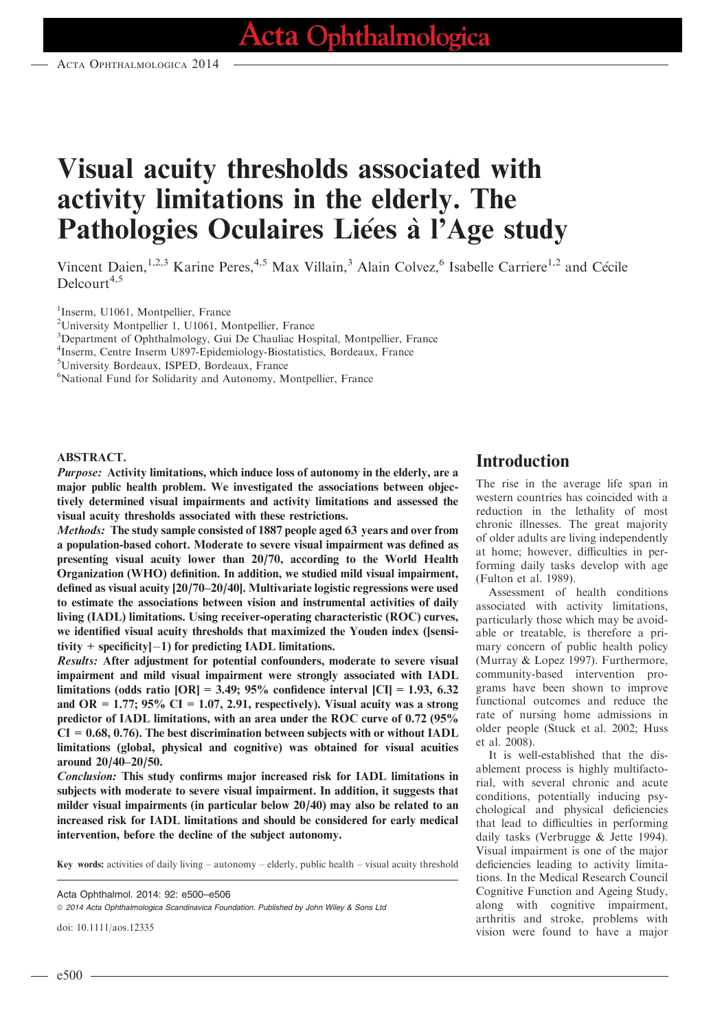# Visual acuity thresholds associated with activity limitations in the elderly. The Pathologies Oculaires Liées à l'Age study

Vincent Daien,[1,2,3] Karine Peres,[4,5] Max Villain,[3] Alain Colvez,[6] Isabelle Carriere[1,2] and Cécile Delcourt[4,5]

[1]Inserm, U1061, Montpellier, France
[2]University Montpellier 1, U1061, Montpellier, France
[3]Department of Ophthalmology, Gui De Chauliac Hospital, Montpellier, France
[4]Inserm, Centre Inserm U897-Epidemiology-Biostatistics, Bordeaux, France
[5]University Bordeaux, ISPED, Bordeaux, France
[6]National Fund for Solidarity and Autonomy, Montpellier, France

## ABSTRACT.

***Purpose:*** **Activity limitations, which induce loss of autonomy in the elderly, are a major public health problem. We investigated the associations between objectively determined visual impairments and activity limitations and assessed the visual acuity thresholds associated with these restrictions.**

***Methods:*** **The study sample consisted of 1887 people aged 63 years and over from a population-based cohort. Moderate to severe visual impairment was defined as presenting visual acuity lower than 20/70, according to the World Health Organization (WHO) definition. In addition, we studied mild visual impairment, defined as visual acuity [20/70–20/40]. Multivariate logistic regressions were used to estimate the associations between vision and instrumental activities of daily living (IADL) limitations. Using receiver-operating characteristic (ROC) curves, we identified visual acuity thresholds that maximized the Youden index ([sensitivity + specificity]−1) for predicting IADL limitations.**

***Results:*** **After adjustment for potential confounders, moderate to severe visual impairment and mild visual impairment were strongly associated with IADL limitations (odds ratio [OR] = 3.49; 95% confidence interval [CI] = 1.93, 6.32 and OR = 1.77; 95% CI = 1.07, 2.91, respectively). Visual acuity was a strong predictor of IADL limitations, with an area under the ROC curve of 0.72 (95% CI = 0.68, 0.76). The best discrimination between subjects with or without IADL limitations (global, physical and cognitive) was obtained for visual acuities around 20/40–20/50.**

***Conclusion:*** **This study confirms major increased risk for IADL limitations in subjects with moderate to severe visual impairment. In addition, it suggests that milder visual impairments (in particular below 20/40) may also be related to an increased risk for IADL limitations and should be considered for early medical intervention, before the decline of the subject autonomy.**

**Key words:** activities of daily living – autonomy – elderly, public health – visual acuity threshold

Acta Ophthalmol. 2014: 92: e500–e506
© 2014 Acta Ophthalmologica Scandinavica Foundation. Published by John Wiley & Sons Ltd

doi: 10.1111/aos.12335

## Introduction

The rise in the average life span in western countries has coincided with a reduction in the lethality of most chronic illnesses. The great majority of older adults are living independently at home; however, difficulties in performing daily tasks develop with age (Fulton et al. 1989).

Assessment of health conditions associated with activity limitations, particularly those which may be avoidable or treatable, is therefore a primary concern of public health policy (Murray & Lopez 1997). Furthermore, community-based intervention programs have been shown to improve functional outcomes and reduce the rate of nursing home admissions in older people (Stuck et al. 2002; Huss et al. 2008).

It is well-established that the disablement process is highly multifactorial, with several chronic and acute conditions, potentially inducing psychological and physical deficiencies that lead to difficulties in performing daily tasks (Verbrugge & Jette 1994). Visual impairment is one of the major deficiencies leading to activity limitations. In the Medical Research Council Cognitive Function and Ageing Study, along with cognitive impairment, arthritis and stroke, problems with vision were found to have a major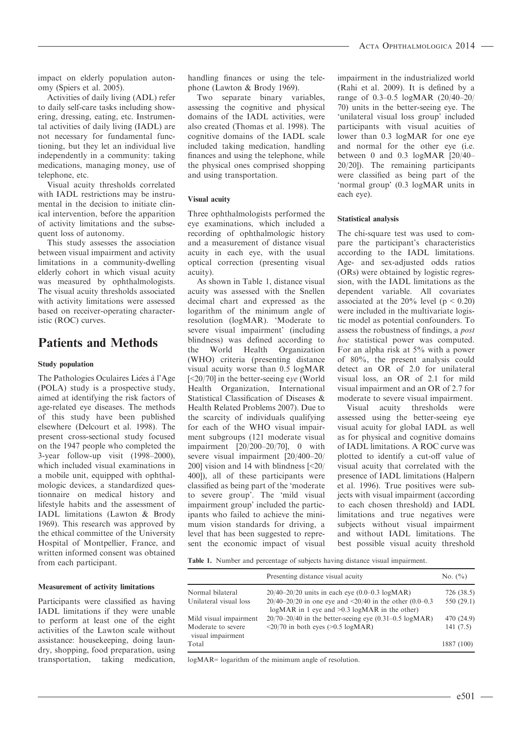impact on elderly population autonomy (Spiers et al. 2005).

Activities of daily living (ADL) refer to daily self-care tasks including showering, dressing, eating, etc. Instrumental activities of daily living (IADL) are not necessary for fundamental functioning, but they let an individual live independently in a community: taking medications, managing money, use of telephone, etc.

Visual acuity thresholds correlated with IADL restrictions may be instrumental in the decision to initiate clinical intervention, before the apparition of activity limitations and the subsequent loss of autonomy.

This study assesses the association between visual impairment and activity limitations in a community-dwelling elderly cohort in which visual acuity was measured by ophthalmologists. The visual acuity thresholds associated with activity limitations were assessed based on receiver-operating characteristic (ROC) curves.

# Patients and Methods

### Study population

The Pathologies Oculaires Liées à l'Age (POLA) study is a prospective study, aimed at identifying the risk factors of age-related eye diseases. The methods of this study have been published elsewhere (Delcourt et al. 1998). The present cross-sectional study focused on the 1947 people who completed the 3-year follow-up visit (1998–2000), which included visual examinations in a mobile unit, equipped with ophthalmologic devices, a standardized questionnaire on medical history and lifestyle habits and the assessment of IADL limitations (Lawton & Brody 1969). This research was approved by the ethical committee of the University Hospital of Montpellier, France, and written informed consent was obtained from each participant.

### Measurement of activity limitations

Participants were classified as having IADL limitations if they were unable to perform at least one of the eight activities of the Lawton scale without assistance: housekeeping, doing laundry, shopping, food preparation, using transportation, taking medication, handling finances or using the telephone (Lawton & Brody 1969).

Two separate binary variables, assessing the cognitive and physical domains of the IADL activities, were also created (Thomas et al. 1998). The cognitive domains of the IADL scale included taking medication, handling finances and using the telephone, while the physical ones comprised shopping and using transportation.

### Visual acuity

Three ophthalmologists performed the eye examinations, which included a recording of ophthalmologic history and a measurement of distance visual acuity in each eye, with the usual optical correction (presenting visual acuity).

As shown in Table 1, distance visual acuity was assessed with the Snellen decimal chart and expressed as the logarithm of the minimum angle of resolution (logMAR). 'Moderate to severe visual impairment' (including blindness) was defined according to the World Health Organization (WHO) criteria (presenting distance visual acuity worse than 0.5 logMAR [<20/70] in the better-seeing *eye* (World Health Organization, International Statistical Classification of Diseases & Health Related Problems 2007). Due to the scarcity of individuals qualifying for each of the WHO visual impairment subgroups (121 moderate visual impairment [20/200–20/70], 0 with severe visual impairment [20/400–20/200] vision and 14 with blindness [<20/400]), all of these participants were classified as being part of the 'moderate to severe group'. The 'mild visual impairment group' included the participants who failed to achieve the minimum vision standards for driving, a level that has been suggested to represent the economic impact of visual impairment in the industrialized world (Rahi et al. 2009). It is defined by a range of 0.3–0.5 logMAR (20/40–20/70) units in the better-seeing eye. The 'unilateral visual loss group' included participants with visual acuities of lower than 0.3 logMAR for one eye and normal for the other eye (i.e. between 0 and 0.3 logMAR [20/40–20/20]). The remaining participants were classified as being part of the 'normal group' (0.3 logMAR units in each eye).

### Statistical analysis

The chi-square test was used to compare the participant's characteristics according to the IADL limitations. Age- and sex-adjusted odds ratios (ORs) were obtained by logistic regression, with the IADL limitations as the dependent variable. All covariates associated at the 20% level ($p < 0.20$) were included in the multivariate logistic model as potential confounders. To assess the robustness of findings, a *post hoc* statistical power was computed. For an alpha risk at 5% with a power of 80%, the present analysis could detect an OR of 2.0 for unilateral visual loss, an OR of 2.1 for mild visual impairment and an OR of 2.7 for moderate to severe visual impairment.

Visual acuity thresholds were assessed using the better-seeing eye visual acuity for global IADL as well as for physical and cognitive domains of IADL limitations. A ROC curve was plotted to identify a cut-off value of visual acuity that correlated with the presence of IADL limitations (Halpern et al. 1996). True positives were subjects with visual impairment (according to each chosen threshold) and IADL limitations and true negatives were subjects without visual impairment and without IADL limitations. The best possible visual acuity threshold

**Table 1.** Number and percentage of subjects having distance visual impairment.

| | Presenting distance visual acuity | No. (%) |
|---|---|---|
| Normal bilateral | 20/40–20/20 units in each eye (0.0–0.3 logMAR) | 726 (38.5) |
| Unilateral visual loss | 20/40–20/20 in one eye and <20/40 in the other (0.0–0.3 logMAR in 1 eye and >0.3 logMAR in the other) | 550 (29.1) |
| Mild visual impairment | 20/70–20/40 in the better-seeing eye (0.31–0.5 logMAR) | 470 (24.9) |
| Moderate to severe visual impairment | <20/70 in both eyes (>0.5 logMAR) | 141 (7.5) |
| Total | | 1887 (100) |

logMAR= logarithm of the minimum angle of resolution.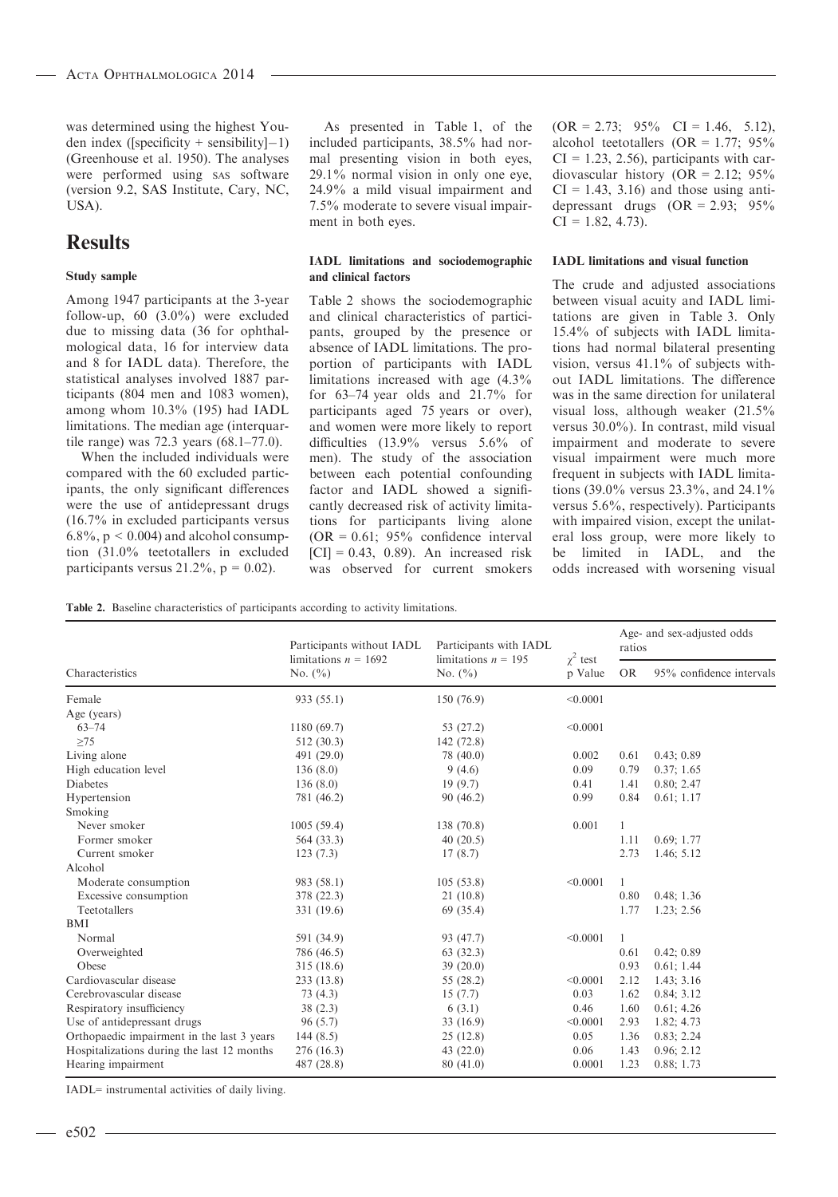was determined using the highest Youden index ([specificity + sensibility]−1) (Greenhouse et al. 1950). The analyses were performed using SAS software (version 9.2, SAS Institute, Cary, NC, USA).

## Results

### Study sample

Among 1947 participants at the 3-year follow-up, 60 (3.0%) were excluded due to missing data (36 for ophthalmological data, 16 for interview data and 8 for IADL data). Therefore, the statistical analyses involved 1887 participants (804 men and 1083 women), among whom 10.3% (195) had IADL limitations. The median age (interquartile range) was 72.3 years (68.1–77.0).

When the included individuals were compared with the 60 excluded participants, the only significant differences were the use of antidepressant drugs (16.7% in excluded participants versus 6.8%, $p < 0.004$) and alcohol consumption (31.0% teetotallers in excluded participants versus 21.2%, $p = 0.02$).

As presented in Table 1, of the included participants, 38.5% had normal presenting vision in both eyes, 29.1% normal vision in only one eye, 24.9% a mild visual impairment and 7.5% moderate to severe visual impairment in both eyes.

### IADL limitations and sociodemographic and clinical factors

Table 2 shows the sociodemographic and clinical characteristics of participants, grouped by the presence or absence of IADL limitations. The proportion of participants with IADL limitations increased with age (4.3% for 63–74 year olds and 21.7% for participants aged 75 years or over), and women were more likely to report difficulties (13.9% versus 5.6% of men). The study of the association between each potential confounding factor and IADL showed a significantly decreased risk of activity limitations for participants living alone (OR = 0.61; 95% confidence interval [CI] = 0.43, 0.89). An increased risk was observed for current smokers (OR = 2.73; 95% CI = 1.46, 5.12), alcohol teetotallers (OR = 1.77; 95% CI = 1.23, 2.56), participants with cardiovascular history (OR = 2.12; 95% CI = 1.43, 3.16) and those using antidepressant drugs (OR = 2.93; 95% CI = 1.82, 4.73).

### IADL limitations and visual function

The crude and adjusted associations between visual acuity and IADL limitations are given in Table 3. Only 15.4% of subjects with IADL limitations had normal bilateral presenting vision, versus 41.1% of subjects without IADL limitations. The difference was in the same direction for unilateral visual loss, although weaker (21.5% versus 30.0%). In contrast, mild visual impairment and moderate to severe visual impairment were much more frequent in subjects with IADL limitations (39.0% versus 23.3%, and 24.1% versus 5.6%, respectively). Participants with impaired vision, except the unilateral loss group, were more likely to be limited in IADL, and the odds increased with worsening visual

**Table 2.** Baseline characteristics of participants according to activity limitations.

| Characteristics | Participants without IADL limitations $n = 1692$ No. (%) | Participants with IADL limitations $n = 195$ No. (%) | $\chi^2$ test p Value | Age- and sex-adjusted odds ratios | |
|---|---|---|---|---|---|
| | | | | OR | 95% confidence intervals |
| Female | 933 (55.1) | 150 (76.9) | <0.0001 | | |
| Age (years) | | | | | |
| 63–74 | 1180 (69.7) | 53 (27.2) | <0.0001 | | |
| ≥75 | 512 (30.3) | 142 (72.8) | | | |
| Living alone | 491 (29.0) | 78 (40.0) | 0.002 | 0.61 | 0.43; 0.89 |
| High education level | 136 (8.0) | 9 (4.6) | 0.09 | 0.79 | 0.37; 1.65 |
| Diabetes | 136 (8.0) | 19 (9.7) | 0.41 | 1.41 | 0.80; 2.47 |
| Hypertension | 781 (46.2) | 90 (46.2) | 0.99 | 0.84 | 0.61; 1.17 |
| Smoking | | | | | |
| Never smoker | 1005 (59.4) | 138 (70.8) | 0.001 | 1 | |
| Former smoker | 564 (33.3) | 40 (20.5) | | 1.11 | 0.69; 1.77 |
| Current smoker | 123 (7.3) | 17 (8.7) | | 2.73 | 1.46; 5.12 |
| Alcohol | | | | | |
| Moderate consumption | 983 (58.1) | 105 (53.8) | <0.0001 | 1 | |
| Excessive consumption | 378 (22.3) | 21 (10.8) | | 0.80 | 0.48; 1.36 |
| Teetotallers | 331 (19.6) | 69 (35.4) | | 1.77 | 1.23; 2.56 |
| BMI | | | | | |
| Normal | 591 (34.9) | 93 (47.7) | <0.0001 | 1 | |
| Overweighted | 786 (46.5) | 63 (32.3) | | 0.61 | 0.42; 0.89 |
| Obese | 315 (18.6) | 39 (20.0) | | 0.93 | 0.61; 1.44 |
| Cardiovascular disease | 233 (13.8) | 55 (28.2) | <0.0001 | 2.12 | 1.43; 3.16 |
| Cerebrovascular disease | 73 (4.3) | 15 (7.7) | 0.03 | 1.62 | 0.84; 3.12 |
| Respiratory insufficiency | 38 (2.3) | 6 (3.1) | 0.46 | 1.60 | 0.61; 4.26 |
| Use of antidepressant drugs | 96 (5.7) | 33 (16.9) | <0.0001 | 2.93 | 1.82; 4.73 |
| Orthopaedic impairment in the last 3 years | 144 (8.5) | 25 (12.8) | 0.05 | 1.36 | 0.83; 2.24 |
| Hospitalizations during the last 12 months | 276 (16.3) | 43 (22.0) | 0.06 | 1.43 | 0.96; 2.12 |
| Hearing impairment | 487 (28.8) | 80 (41.0) | 0.0001 | 1.23 | 0.88; 1.73 |

IADL= instrumental activities of daily living.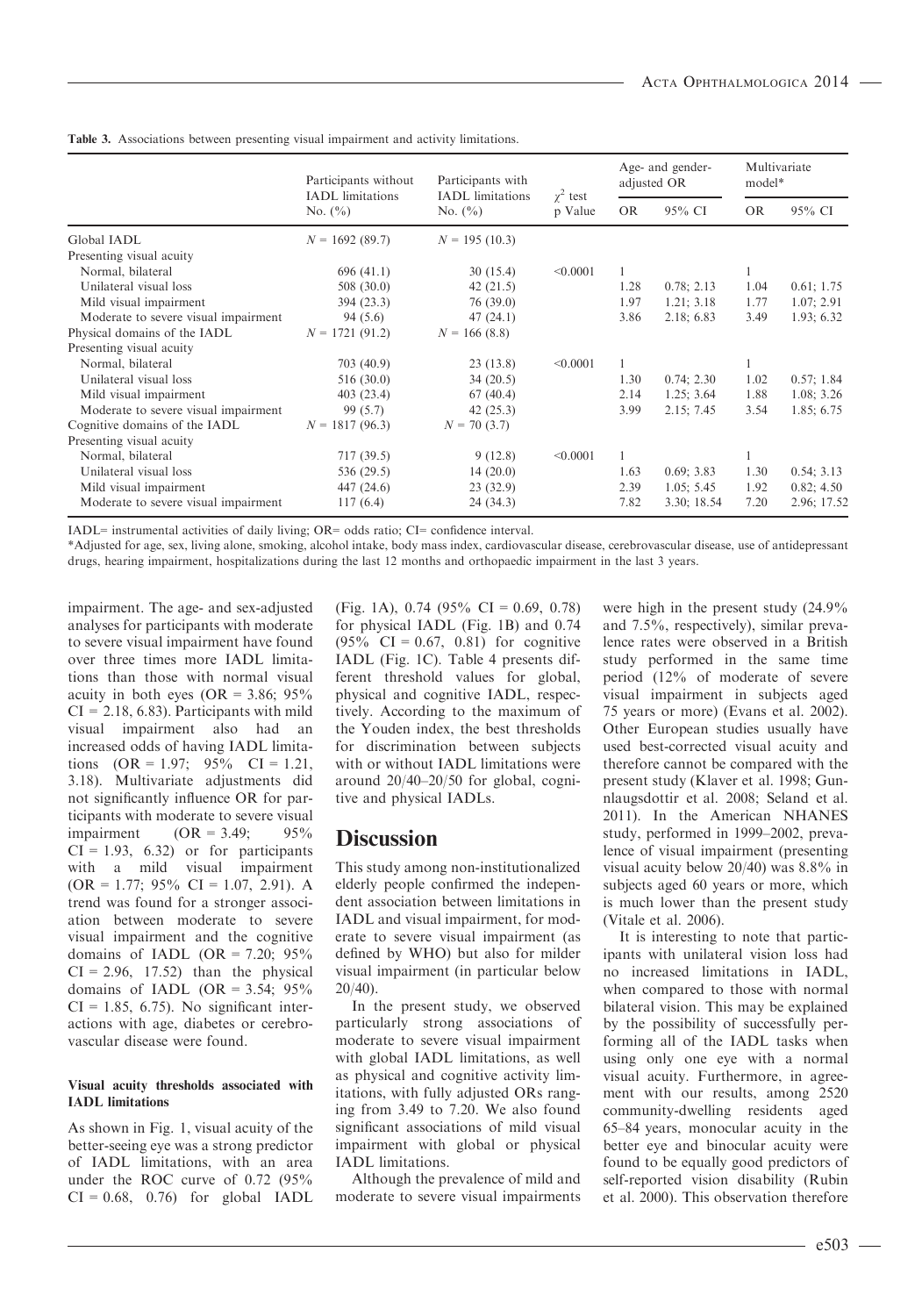**Table 3.** Associations between presenting visual impairment and activity limitations.

| | Participants without IADL limitations No. (%) | Participants with IADL limitations No. (%) | $\chi^2$ test p Value | Age- and gender-adjusted OR | | Multivariate model* | |
|---|---|---|---|---|---|---|---|
| | | | | OR | 95% CI | OR | 95% CI |
| Global IADL | N = 1692 (89.7) | N = 195 (10.3) | | | | | |
| Presenting visual acuity | | | | | | | |
| Normal, bilateral | 696 (41.1) | 30 (15.4) | <0.0001 | 1 | | 1 | |
| Unilateral visual loss | 508 (30.0) | 42 (21.5) | | 1.28 | 0.78; 2.13 | 1.04 | 0.61; 1.75 |
| Mild visual impairment | 394 (23.3) | 76 (39.0) | | 1.97 | 1.21; 3.18 | 1.77 | 1.07; 2.91 |
| Moderate to severe visual impairment | 94 (5.6) | 47 (24.1) | | 3.86 | 2.18; 6.83 | 3.49 | 1.93; 6.32 |
| Physical domains of the IADL | N = 1721 (91.2) | N = 166 (8.8) | | | | | |
| Presenting visual acuity | | | | | | | |
| Normal, bilateral | 703 (40.9) | 23 (13.8) | <0.0001 | 1 | | 1 | |
| Unilateral visual loss | 516 (30.0) | 34 (20.5) | | 1.30 | 0.74; 2.30 | 1.02 | 0.57; 1.84 |
| Mild visual impairment | 403 (23.4) | 67 (40.4) | | 2.14 | 1.25; 3.64 | 1.88 | 1.08; 3.26 |
| Moderate to severe visual impairment | 99 (5.7) | 42 (25.3) | | 3.99 | 2.15; 7.45 | 3.54 | 1.85; 6.75 |
| Cognitive domains of the IADL | N = 1817 (96.3) | N = 70 (3.7) | | | | | |
| Presenting visual acuity | | | | | | | |
| Normal, bilateral | 717 (39.5) | 9 (12.8) | <0.0001 | 1 | | 1 | |
| Unilateral visual loss | 536 (29.5) | 14 (20.0) | | 1.63 | 0.69; 3.83 | 1.30 | 0.54; 3.13 |
| Mild visual impairment | 447 (24.6) | 23 (32.9) | | 2.39 | 1.05; 5.45 | 1.92 | 0.82; 4.50 |
| Moderate to severe visual impairment | 117 (6.4) | 24 (34.3) | | 7.82 | 3.30; 18.54 | 7.20 | 2.96; 17.52 |

IADL= instrumental activities of daily living; OR= odds ratio; CI= confidence interval.

*Adjusted for age, sex, living alone, smoking, alcohol intake, body mass index, cardiovascular disease, cerebrovascular disease, use of antidepressant drugs, hearing impairment, hospitalizations during the last 12 months and orthopaedic impairment in the last 3 years.

impairment. The age- and sex-adjusted analyses for participants with moderate to severe visual impairment have found over three times more IADL limitations than those with normal visual acuity in both eyes (OR = 3.86; 95% CI = 2.18, 6.83). Participants with mild visual impairment also had an increased odds of having IADL limitations (OR = 1.97; 95% CI = 1.21, 3.18). Multivariate adjustments did not significantly influence OR for participants with moderate to severe visual impairment (OR = 3.49; 95% CI = 1.93, 6.32) or for participants with a mild visual impairment (OR = 1.77; 95% CI = 1.07, 2.91). A trend was found for a stronger association between moderate to severe visual impairment and the cognitive domains of IADL (OR = 7.20; 95% CI = 2.96, 17.52) than the physical domains of IADL (OR = 3.54; 95% CI = 1.85, 6.75). No significant interactions with age, diabetes or cerebrovascular disease were found.

#### Visual acuity thresholds associated with IADL limitations

As shown in Fig. 1, visual acuity of the better-seeing eye was a strong predictor of IADL limitations, with an area under the ROC curve of 0.72 (95% CI = 0.68, 0.76) for global IADL (Fig. 1A), 0.74 (95% CI = 0.69, 0.78) for physical IADL (Fig. 1B) and 0.74 (95% CI = 0.67, 0.81) for cognitive IADL (Fig. 1C). Table 4 presents different threshold values for global, physical and cognitive IADL, respectively. According to the maximum of the Youden index, the best thresholds for discrimination between subjects with or without IADL limitations were around 20/40–20/50 for global, cognitive and physical IADLs.

## Discussion

This study among non-institutionalized elderly people confirmed the independent association between limitations in IADL and visual impairment, for moderate to severe visual impairment (as defined by WHO) but also for milder visual impairment (in particular below 20/40).

In the present study, we observed particularly strong associations of moderate to severe visual impairment with global IADL limitations, as well as physical and cognitive activity limitations, with fully adjusted ORs ranging from 3.49 to 7.20. We also found significant associations of mild visual impairment with global or physical IADL limitations.

Although the prevalence of mild and moderate to severe visual impairments were high in the present study (24.9% and 7.5%, respectively), similar prevalence rates were observed in a British study performed in the same time period (12% of moderate of severe visual impairment in subjects aged 75 years or more) (Evans et al. 2002). Other European studies usually have used best-corrected visual acuity and therefore cannot be compared with the present study (Klaver et al. 1998; Gunnlaugsdottir et al. 2008; Seland et al. 2011). In the American NHANES study, performed in 1999–2002, prevalence of visual impairment (presenting visual acuity below 20/40) was 8.8% in subjects aged 60 years or more, which is much lower than the present study (Vitale et al. 2006).

It is interesting to note that participants with unilateral vision loss had no increased limitations in IADL, when compared to those with normal bilateral vision. This may be explained by the possibility of successfully performing all of the IADL tasks when using only one eye with a normal visual acuity. Furthermore, in agreement with our results, among 2520 community-dwelling residents aged 65–84 years, monocular acuity in the better eye and binocular acuity were found to be equally good predictors of self-reported vision disability (Rubin et al. 2000). This observation therefore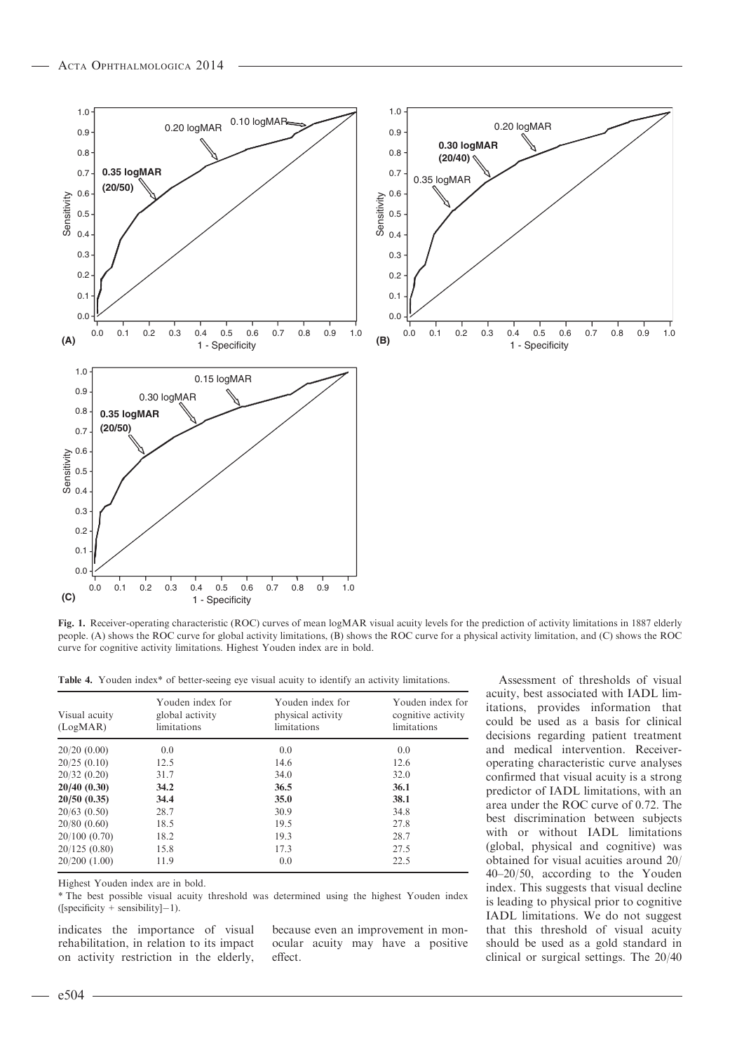**Fig. 1.** Receiver-operating characteristic (ROC) curves of mean logMAR visual acuity levels for the prediction of activity limitations in 1887 elderly people. (A) shows the ROC curve for global activity limitations, (B) shows the ROC curve for a physical activity limitation, and (C) shows the ROC curve for cognitive activity limitations. Highest Youden index are in bold.

**Table 4.** Youden index* of better-seeing eye visual acuity to identify an activity limitations.

| Visual acuity (LogMAR) | Youden index for global activity limitations | Youden index for physical activity limitations | Youden index for cognitive activity limitations |
|---|---|---|---|
| 20/20 (0.00) | 0.0 | 0.0 | 0.0 |
| 20/25 (0.10) | 12.5 | 14.6 | 12.6 |
| 20/32 (0.20) | 31.7 | 34.0 | 32.0 |
| **20/40 (0.30)** | **34.2** | **36.5** | **36.1** |
| **20/50 (0.35)** | **34.4** | **35.0** | **38.1** |
| 20/63 (0.50) | 28.7 | 30.9 | 34.8 |
| 20/80 (0.60) | 18.5 | 19.5 | 27.8 |
| 20/100 (0.70) | 18.2 | 19.3 | 28.7 |
| 20/125 (0.80) | 15.8 | 17.3 | 27.5 |
| 20/200 (1.00) | 11.9 | 0.0 | 22.5 |

Highest Youden index are in bold.

\* The best possible visual acuity threshold was determined using the highest Youden index ([specificity + sensibility]−1).

indicates the importance of visual rehabilitation, in relation to its impact on activity restriction in the elderly, because even an improvement in monocular acuity may have a positive effect.

Assessment of thresholds of visual acuity, best associated with IADL limitations, provides information that could be used as a basis for clinical decisions regarding patient treatment and medical intervention. Receiver-operating characteristic curve analyses confirmed that visual acuity is a strong predictor of IADL limitations, with an area under the ROC curve of 0.72. The best discrimination between subjects with or without IADL limitations (global, physical and cognitive) was obtained for visual acuities around 20/40–20/50, according to the Youden index. This suggests that visual decline is leading to physical prior to cognitive IADL limitations. We do not suggest that this threshold of visual acuity should be used as a gold standard in clinical or surgical settings. The 20/40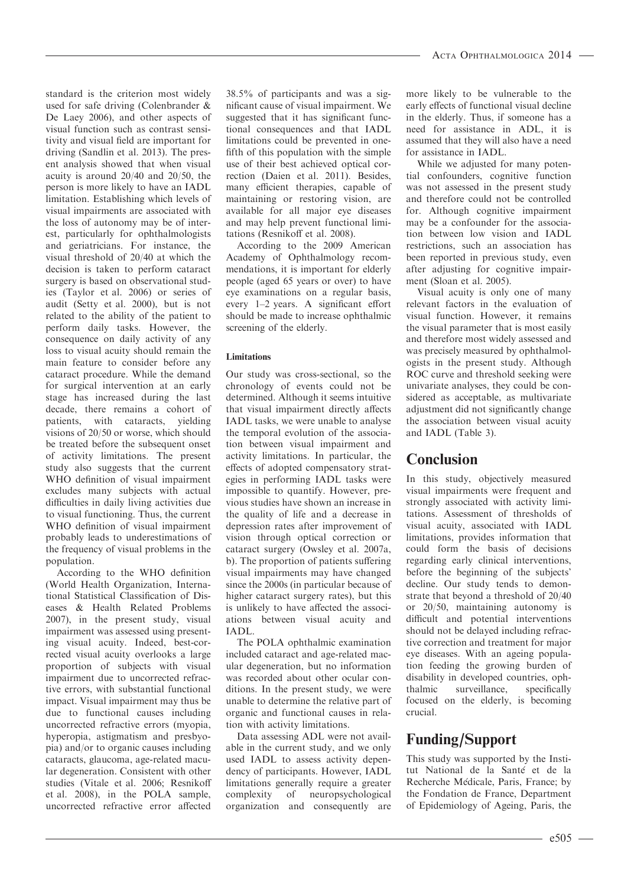standard is the criterion most widely used for safe driving (Colenbrander & De Laey 2006), and other aspects of visual function such as contrast sensitivity and visual field are important for driving (Sandlin et al. 2013). The present analysis showed that when visual acuity is around 20/40 and 20/50, the person is more likely to have an IADL limitation. Establishing which levels of visual impairments are associated with the loss of autonomy may be of interest, particularly for ophthalmologists and geriatricians. For instance, the visual threshold of 20/40 at which the decision is taken to perform cataract surgery is based on observational studies (Taylor et al. 2006) or series of audit (Setty et al. 2000), but is not related to the ability of the patient to perform daily tasks. However, the consequence on daily activity of any loss to visual acuity should remain the main feature to consider before any cataract procedure. While the demand for surgical intervention at an early stage has increased during the last decade, there remains a cohort of patients, with cataracts, yielding visions of 20/50 or worse, which should be treated before the subsequent onset of activity limitations. The present study also suggests that the current WHO definition of visual impairment excludes many subjects with actual difficulties in daily living activities due to visual functioning. Thus, the current WHO definition of visual impairment probably leads to underestimations of the frequency of visual problems in the population.

According to the WHO definition (World Health Organization, International Statistical Classification of Diseases & Health Related Problems 2007), in the present study, visual impairment was assessed using presenting visual acuity. Indeed, best-corrected visual acuity overlooks a large proportion of subjects with visual impairment due to uncorrected refractive errors, with substantial functional impact. Visual impairment may thus be due to functional causes including uncorrected refractive errors (myopia, hyperopia, astigmatism and presbyopia) and/or to organic causes including cataracts, glaucoma, age-related macular degeneration. Consistent with other studies (Vitale et al. 2006; Resnikoff et al. 2008), in the POLA sample, uncorrected refractive error affected 38.5% of participants and was a significant cause of visual impairment. We suggested that it has significant functional consequences and that IADL limitations could be prevented in one-fifth of this population with the simple use of their best achieved optical correction (Daien et al. 2011). Besides, many efficient therapies, capable of maintaining or restoring vision, are available for all major eye diseases and may help prevent functional limitations (Resnikoff et al. 2008).

According to the 2009 American Academy of Ophthalmology recommendations, it is important for elderly people (aged 65 years or over) to have eye examinations on a regular basis, every 1–2 years. A significant effort should be made to increase ophthalmic screening of the elderly.

#### Limitations

Our study was cross-sectional, so the chronology of events could not be determined. Although it seems intuitive that visual impairment directly affects IADL tasks, we were unable to analyse the temporal evolution of the association between visual impairment and activity limitations. In particular, the effects of adopted compensatory strategies in performing IADL tasks were impossible to quantify. However, previous studies have shown an increase in the quality of life and a decrease in depression rates after improvement of vision through optical correction or cataract surgery (Owsley et al. 2007a, b). The proportion of patients suffering visual impairments may have changed since the 2000s (in particular because of higher cataract surgery rates), but this is unlikely to have affected the associations between visual acuity and IADL.

The POLA ophthalmic examination included cataract and age-related macular degeneration, but no information was recorded about other ocular conditions. In the present study, we were unable to determine the relative part of organic and functional causes in relation with activity limitations.

Data assessing ADL were not available in the current study, and we only used IADL to assess activity dependency of participants. However, IADL limitations generally require a greater complexity of neuropsychological organization and consequently are more likely to be vulnerable to the early effects of functional visual decline in the elderly. Thus, if someone has a need for assistance in ADL, it is assumed that they will also have a need for assistance in IADL.

While we adjusted for many potential confounders, cognitive function was not assessed in the present study and therefore could not be controlled for. Although cognitive impairment may be a confounder for the association between low vision and IADL restrictions, such an association has been reported in previous study, even after adjusting for cognitive impairment (Sloan et al. 2005).

Visual acuity is only one of many relevant factors in the evaluation of visual function. However, it remains the visual parameter that is most easily and therefore most widely assessed and was precisely measured by ophthalmologists in the present study. Although ROC curve and threshold seeking were univariate analyses, they could be considered as acceptable, as multivariate adjustment did not significantly change the association between visual acuity and IADL (Table 3).

## Conclusion

In this study, objectively measured visual impairments were frequent and strongly associated with activity limitations. Assessment of thresholds of visual acuity, associated with IADL limitations, provides information that could form the basis of decisions regarding early clinical interventions, before the beginning of the subjects' decline. Our study tends to demonstrate that beyond a threshold of 20/40 or 20/50, maintaining autonomy is difficult and potential interventions should not be delayed including refractive correction and treatment for major eye diseases. With an ageing population feeding the growing burden of disability in developed countries, ophthalmic surveillance, specifically focused on the elderly, is becoming crucial.

## Funding/Support

This study was supported by the Institut National de la Santé et de la Recherche Médicale, Paris, France; by the Fondation de France, Department of Epidemiology of Ageing, Paris, the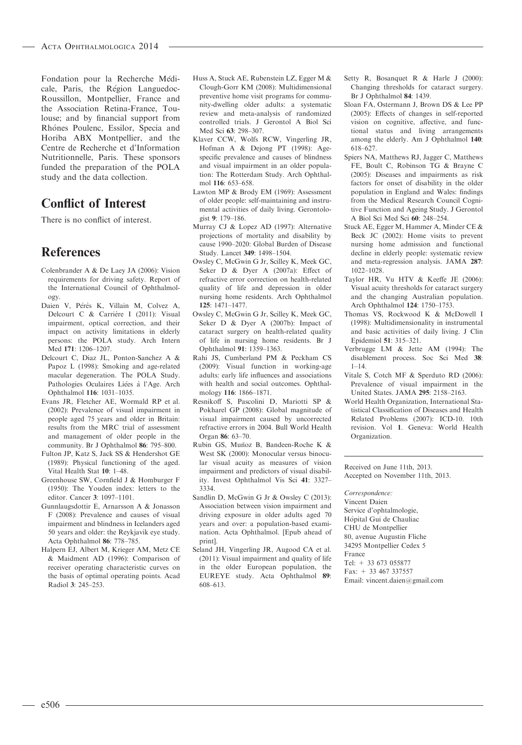Fondation pour la Recherche Médicale, Paris, the Région Languedoc-Roussillon, Montpellier, France and the Association Retina-France, Toulouse; and by financial support from Rhônes Poulenc, Essilor, Specia and Horiba ABX Montpellier, and the Centre de Recherche et d'Information Nutritionnelle, Paris. These sponsors funded the preparation of the POLA study and the data collection.

## Conflict of Interest

There is no conflict of interest.

## References

Colenbrander A & De Laey JA (2006): Vision requirements for driving safety. Report of the International Council of Ophthalmology.

Daien V, Pérès K, Villain M, Colvez A, Delcourt C & Carrière I (2011): Visual impairment, optical correction, and their impact on activity limitations in elderly persons: the POLA study. Arch Intern Med **171**: 1206–1207.

Delcourt C, Diaz JL, Ponton-Sanchez A & Papoz L (1998): Smoking and age-related macular degeneration. The POLA Study. Pathologies Oculaires Liées à l'Age. Arch Ophthalmol **116**: 1031–1035.

Evans JR, Fletcher AE, Wormald RP et al. (2002): Prevalence of visual impairment in people aged 75 years and older in Britain: results from the MRC trial of assessment and management of older people in the community. Br J Ophthalmol **86**: 795–800.

Fulton JP, Katz S, Jack SS & Hendershot GE (1989): Physical functioning of the aged. Vital Health Stat **10**: 1–48.

Greenhouse SW, Cornfield J & Homburger F (1950): The Youden index: letters to the editor. Cancer **3**: 1097–1101.

Gunnlaugsdottir E, Arnarsson A & Jonasson F (2008): Prevalence and causes of visual impairment and blindness in Icelanders aged 50 years and older: the Reykjavik eye study. Acta Ophthalmol **86**: 778–785.

Halpern EJ, Albert M, Krieger AM, Metz CE & Maidment AD (1996): Comparison of receiver operating characteristic curves on the basis of optimal operating points. Acad Radiol **3**: 245–253.

Huss A, Stuck AE, Rubenstein LZ, Egger M & Clough-Gorr KM (2008): Multidimensional preventive home visit programs for community-dwelling older adults: a systematic review and meta-analysis of randomized controlled trials. J Gerontol A Biol Sci Med Sci **63**: 298–307.

Klaver CCW, Wolfs RCW, Vingerling JR, Hofman A & Dejong PT (1998): Age-specific prevalence and causes of blindness and visual impairment in an older population: The Rotterdam Study. Arch Ophthalmol **116**: 653–658.

Lawton MP & Brody EM (1969): Assessment of older people: self-maintaining and instrumental activities of daily living. Gerontologist **9**: 179–186.

Murray CJ & Lopez AD (1997): Alternative projections of mortality and disability by cause 1990–2020: Global Burden of Disease Study. Lancet **349**: 1498–1504.

Owsley C, McGwin G Jr, Scilley K, Meek GC, Seker D & Dyer A (2007a): Effect of refractive error correction on health-related quality of life and depression in older nursing home residents. Arch Ophthalmol **125**: 1471–1477.

Owsley C, McGwin G Jr, Scilley K, Meek GC, Seker D & Dyer A (2007b): Impact of cataract surgery on health-related quality of life in nursing home residents. Br J Ophthalmol **91**: 1359–1363.

Rahi JS, Cumberland PM & Peckham CS (2009): Visual function in working-age adults: early life influences and associations with health and social outcomes. Ophthalmology **116**: 1866–1871.

Resnikoff S, Pascolini D, Mariotti SP & Pokharel GP (2008): Global magnitude of visual impairment caused by uncorrected refractive errors in 2004. Bull World Health Organ **86**: 63–70.

Rubin GS, Muñoz B, Bandeen-Roche K & West SK (2000): Monocular versus binocular visual acuity as measures of vision impairment and predictors of visual disability. Invest Ophthalmol Vis Sci **41**: 3327–3334.

Sandlin D, McGwin G Jr & Owsley C (2013): Association between vision impairment and driving exposure in older adults aged 70 years and over: a population-based examination. Acta Ophthalmol. [Epub ahead of print].

Seland JH, Vingerling JR, Augood CA et al. (2011): Visual impairment and quality of life in the older European population, the EUREYE study. Acta Ophthalmol **89**: 608–613.

Setty R, Bosanquet R & Harle J (2000): Changing thresholds for cataract surgery. Br J Ophthalmol **84**: 1439.

Sloan FA, Ostermann J, Brown DS & Lee PP (2005): Effects of changes in self-reported vision on cognitive, affective, and functional status and living arrangements among the elderly. Am J Ophthalmol **140**: 618–627.

Spiers NA, Matthews RJ, Jagger C, Matthews FE, Boult C, Robinson TG & Brayne C (2005): Diseases and impairments as risk factors for onset of disability in the older population in England and Wales: findings from the Medical Research Council Cognitive Function and Ageing Study. J Gerontol A Biol Sci Med Sci **60**: 248–254.

Stuck AE, Egger M, Hammer A, Minder CE & Beck JC (2002): Home visits to prevent nursing home admission and functional decline in elderly people: systematic review and meta-regression analysis. JAMA **287**: 1022–1028.

Taylor HR, Vu HTV & Keeffe JE (2006): Visual acuity thresholds for cataract surgery and the changing Australian population. Arch Ophthalmol **124**: 1750–1753.

Thomas VS, Rockwood K & McDowell I (1998): Multidimensionality in instrumental and basic activities of daily living. J Clin Epidemiol **51**: 315–321.

Verbrugge LM & Jette AM (1994): The disablement process. Soc Sci Med **38**: 1–14.

Vitale S, Cotch MF & Sperduto RD (2006): Prevalence of visual impairment in the United States. JAMA **295**: 2158–2163.

World Health Organization, International Statistical Classification of Diseases and Health Related Problems (2007): ICD-10. 10th revision. Vol **1**. Geneva: World Health Organization.

Received on June 11th, 2013.
Accepted on November 11th, 2013.

*Correspondence:*
Vincent Daien
Service d'ophtalmologie,
Hôpital Gui de Chauliac
CHU de Montpellier
80, avenue Augustin Fliche
34295 Montpellier Cedex 5
France
Tel: + 33 673 055877
Fax: + 33 467 337557
Email: vincent.daien@gmail.com